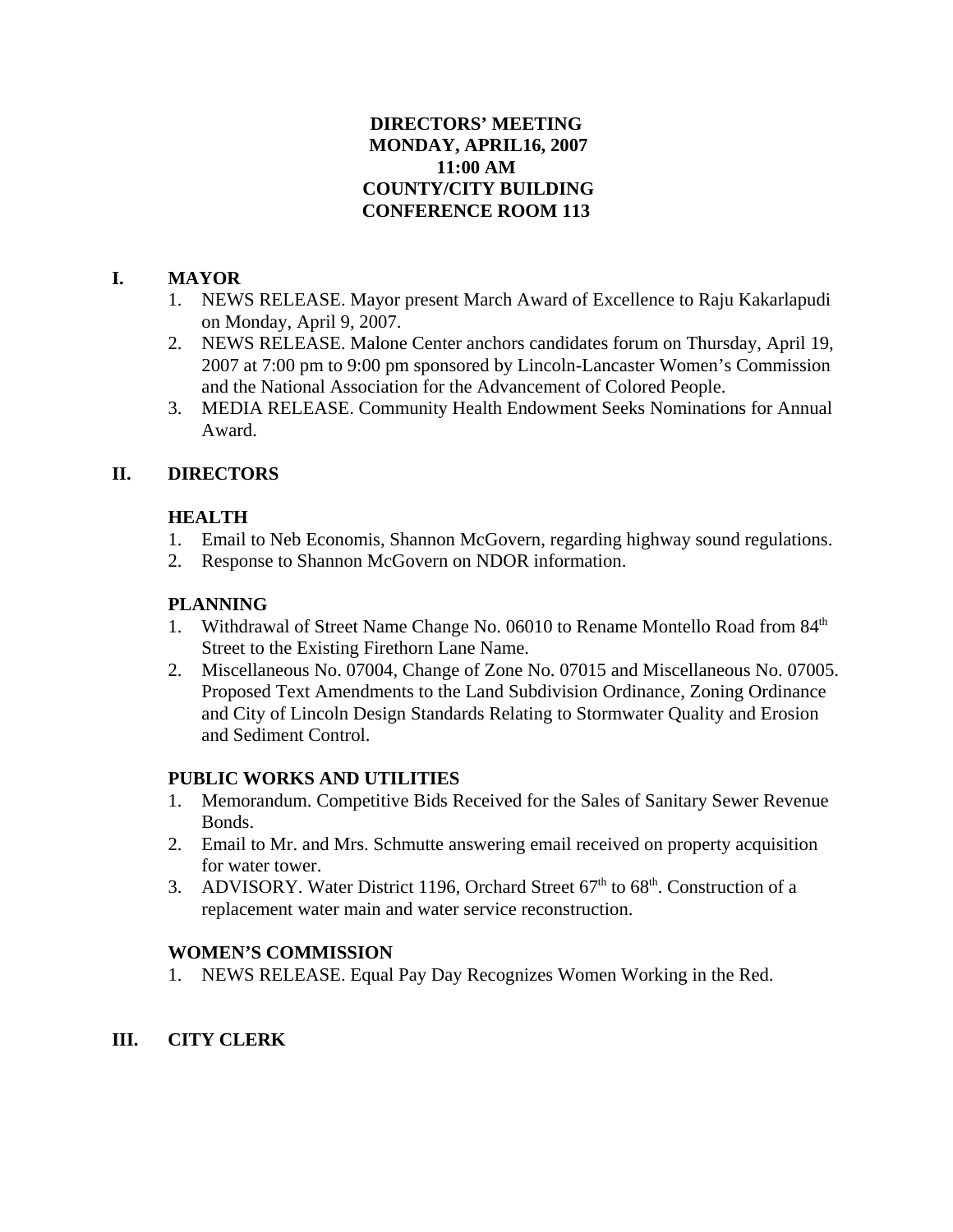**DIRECTORS' MEETING**
**MONDAY, APRIL16, 2007**
**11:00 AM**
**COUNTY/CITY BUILDING**
**CONFERENCE ROOM 113**

## I. MAYOR

1. NEWS RELEASE. Mayor present March Award of Excellence to Raju Kakarlapudi on Monday, April 9, 2007.
2. NEWS RELEASE. Malone Center anchors candidates forum on Thursday, April 19, 2007 at 7:00 pm to 9:00 pm sponsored by Lincoln-Lancaster Women's Commission and the National Association for the Advancement of Colored People.
3. MEDIA RELEASE. Community Health Endowment Seeks Nominations for Annual Award.

## II. DIRECTORS

### HEALTH

1. Email to Neb Economis, Shannon McGovern, regarding highway sound regulations.
2. Response to Shannon McGovern on NDOR information.

### PLANNING

1. Withdrawal of Street Name Change No. 06010 to Rename Montello Road from 84th Street to the Existing Firethorn Lane Name.
2. Miscellaneous No. 07004, Change of Zone No. 07015 and Miscellaneous No. 07005. Proposed Text Amendments to the Land Subdivision Ordinance, Zoning Ordinance and City of Lincoln Design Standards Relating to Stormwater Quality and Erosion and Sediment Control.

### PUBLIC WORKS AND UTILITIES

1. Memorandum. Competitive Bids Received for the Sales of Sanitary Sewer Revenue Bonds.
2. Email to Mr. and Mrs. Schmutte answering email received on property acquisition for water tower.
3. ADVISORY. Water District 1196, Orchard Street 67th to 68th. Construction of a replacement water main and water service reconstruction.

### WOMEN'S COMMISSION

1. NEWS RELEASE. Equal Pay Day Recognizes Women Working in the Red.

## III. CITY CLERK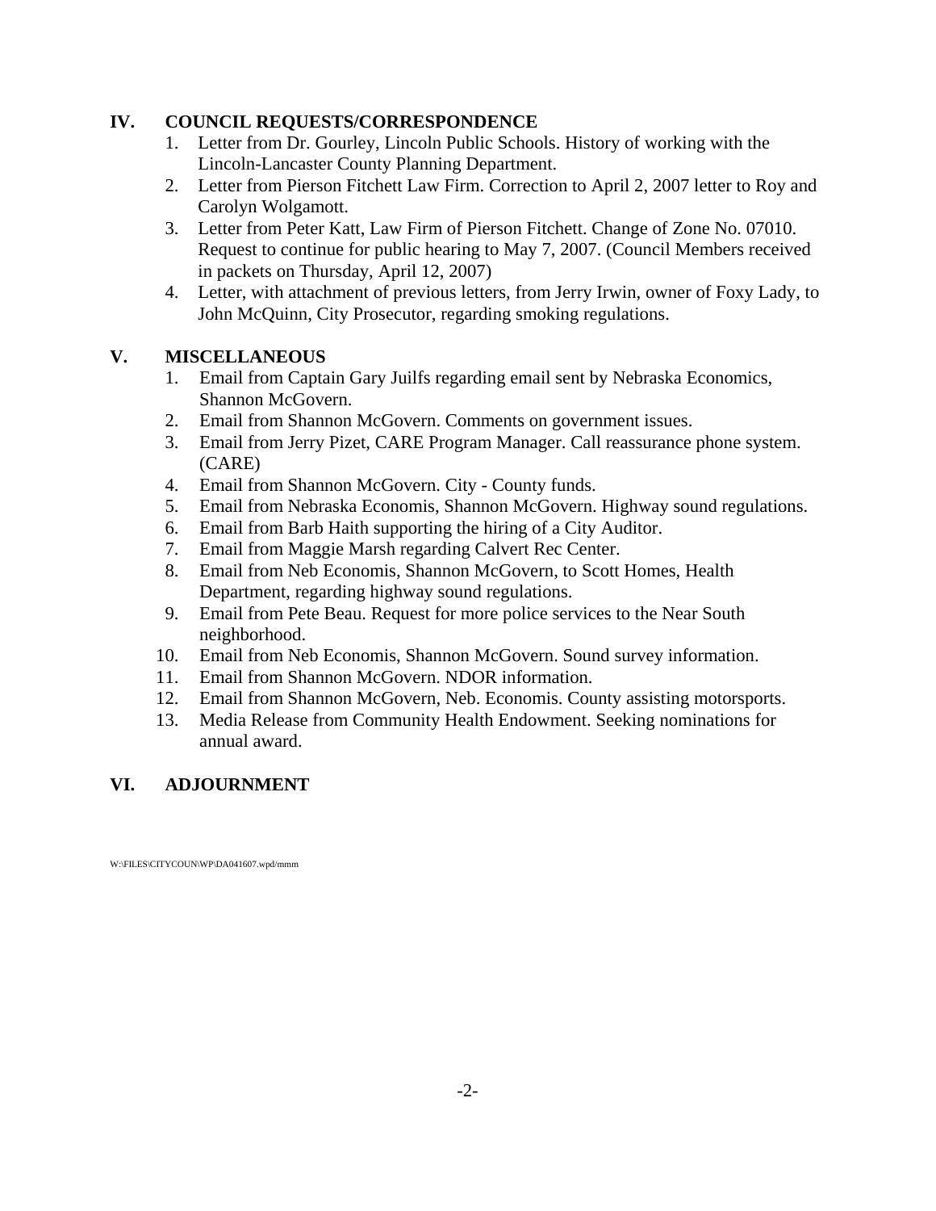## IV. COUNCIL REQUESTS/CORRESPONDENCE

1. Letter from Dr. Gourley, Lincoln Public Schools. History of working with the Lincoln-Lancaster County Planning Department.
2. Letter from Pierson Fitchett Law Firm. Correction to April 2, 2007 letter to Roy and Carolyn Wolgamott.
3. Letter from Peter Katt, Law Firm of Pierson Fitchett. Change of Zone No. 07010. Request to continue for public hearing to May 7, 2007. (Council Members received in packets on Thursday, April 12, 2007)
4. Letter, with attachment of previous letters, from Jerry Irwin, owner of Foxy Lady, to John McQuinn, City Prosecutor, regarding smoking regulations.

## V. MISCELLANEOUS

1. Email from Captain Gary Juilfs regarding email sent by Nebraska Economics, Shannon McGovern.
2. Email from Shannon McGovern. Comments on government issues.
3. Email from Jerry Pizet, CARE Program Manager. Call reassurance phone system. (CARE)
4. Email from Shannon McGovern. City - County funds.
5. Email from Nebraska Economis, Shannon McGovern. Highway sound regulations.
6. Email from Barb Haith supporting the hiring of a City Auditor.
7. Email from Maggie Marsh regarding Calvert Rec Center.
8. Email from Neb Economis, Shannon McGovern, to Scott Homes, Health Department, regarding highway sound regulations.
9. Email from Pete Beau. Request for more police services to the Near South neighborhood.
10. Email from Neb Economis, Shannon McGovern. Sound survey information.
11. Email from Shannon McGovern. NDOR information.
12. Email from Shannon McGovern, Neb. Economis. County assisting motorsports.
13. Media Release from Community Health Endowment. Seeking nominations for annual award.

## VI. ADJOURNMENT

W:\FILES\CITYCOUN\WP\DA041607.wpd/mmm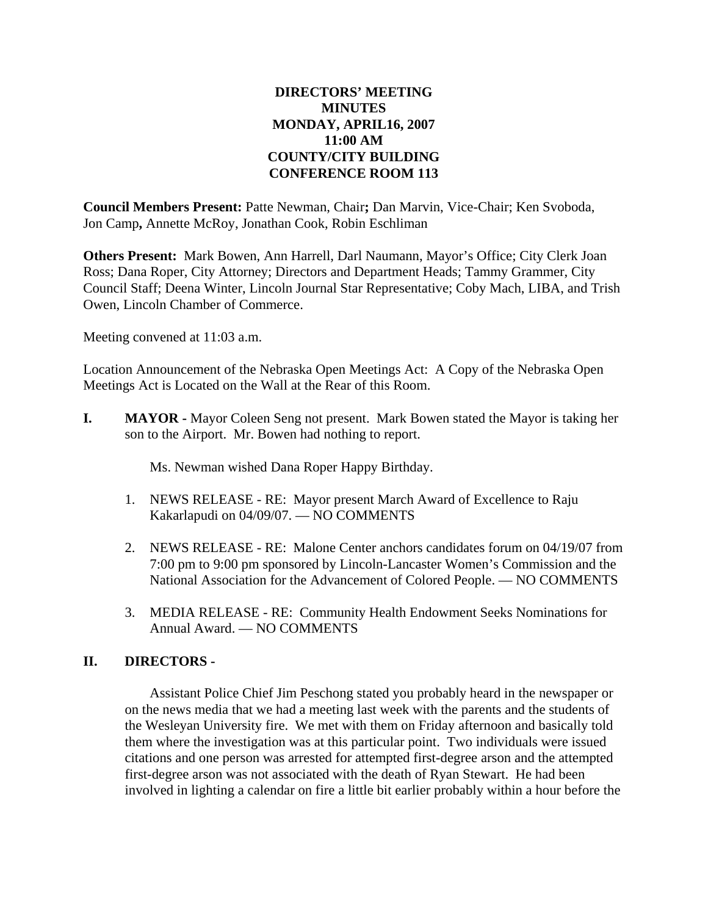# DIRECTORS' MEETING
# MINUTES
# MONDAY, APRIL16, 2007
# 11:00 AM
# COUNTY/CITY BUILDING
# CONFERENCE ROOM 113

**Council Members Present:** Patte Newman, Chair**;** Dan Marvin, Vice-Chair; Ken Svoboda, Jon Camp**,** Annette McRoy, Jonathan Cook, Robin Eschliman

**Others Present:** Mark Bowen, Ann Harrell, Darl Naumann, Mayor's Office; City Clerk Joan Ross; Dana Roper, City Attorney; Directors and Department Heads; Tammy Grammer, City Council Staff; Deena Winter, Lincoln Journal Star Representative; Coby Mach, LIBA, and Trish Owen, Lincoln Chamber of Commerce.

Meeting convened at 11:03 a.m.

Location Announcement of the Nebraska Open Meetings Act: A Copy of the Nebraska Open Meetings Act is Located on the Wall at the Rear of this Room.

**I. MAYOR -** Mayor Coleen Seng not present. Mark Bowen stated the Mayor is taking her son to the Airport. Mr. Bowen had nothing to report.

Ms. Newman wished Dana Roper Happy Birthday.

1. NEWS RELEASE - RE: Mayor present March Award of Excellence to Raju Kakarlapudi on 04/09/07. — NO COMMENTS

2. NEWS RELEASE - RE: Malone Center anchors candidates forum on 04/19/07 from 7:00 pm to 9:00 pm sponsored by Lincoln-Lancaster Women's Commission and the National Association for the Advancement of Colored People. — NO COMMENTS

3. MEDIA RELEASE - RE: Community Health Endowment Seeks Nominations for Annual Award. — NO COMMENTS

**II. DIRECTORS -**

Assistant Police Chief Jim Peschong stated you probably heard in the newspaper or on the news media that we had a meeting last week with the parents and the students of the Wesleyan University fire. We met with them on Friday afternoon and basically told them where the investigation was at this particular point. Two individuals were issued citations and one person was arrested for attempted first-degree arson and the attempted first-degree arson was not associated with the death of Ryan Stewart. He had been involved in lighting a calendar on fire a little bit earlier probably within a hour before the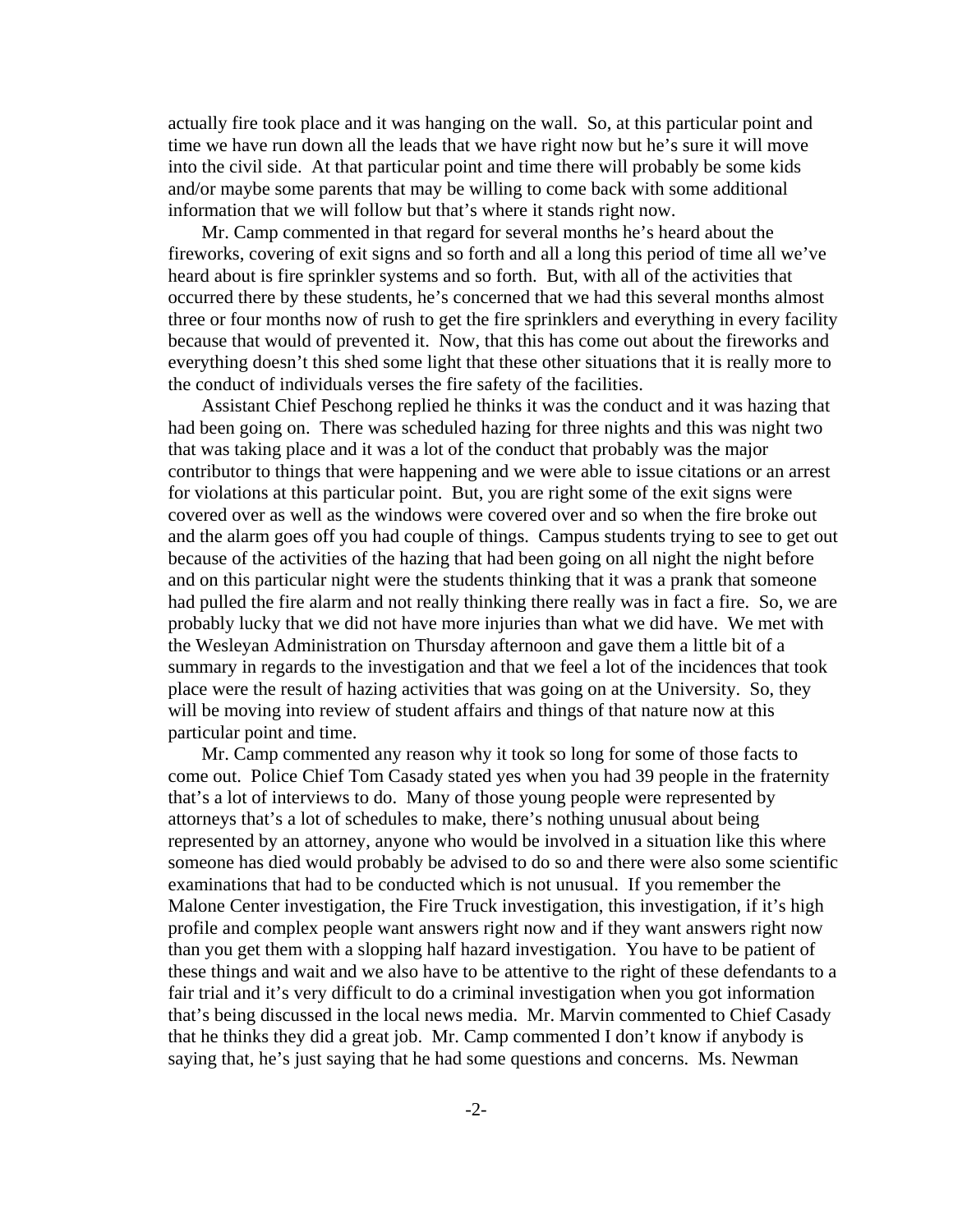actually fire took place and it was hanging on the wall. So, at this particular point and time we have run down all the leads that we have right now but he's sure it will move into the civil side. At that particular point and time there will probably be some kids and/or maybe some parents that may be willing to come back with some additional information that we will follow but that's where it stands right now.

Mr. Camp commented in that regard for several months he's heard about the fireworks, covering of exit signs and so forth and all a long this period of time all we've heard about is fire sprinkler systems and so forth. But, with all of the activities that occurred there by these students, he's concerned that we had this several months almost three or four months now of rush to get the fire sprinklers and everything in every facility because that would of prevented it. Now, that this has come out about the fireworks and everything doesn't this shed some light that these other situations that it is really more to the conduct of individuals verses the fire safety of the facilities.

Assistant Chief Peschong replied he thinks it was the conduct and it was hazing that had been going on. There was scheduled hazing for three nights and this was night two that was taking place and it was a lot of the conduct that probably was the major contributor to things that were happening and we were able to issue citations or an arrest for violations at this particular point. But, you are right some of the exit signs were covered over as well as the windows were covered over and so when the fire broke out and the alarm goes off you had couple of things. Campus students trying to see to get out because of the activities of the hazing that had been going on all night the night before and on this particular night were the students thinking that it was a prank that someone had pulled the fire alarm and not really thinking there really was in fact a fire. So, we are probably lucky that we did not have more injuries than what we did have. We met with the Wesleyan Administration on Thursday afternoon and gave them a little bit of a summary in regards to the investigation and that we feel a lot of the incidences that took place were the result of hazing activities that was going on at the University. So, they will be moving into review of student affairs and things of that nature now at this particular point and time.

Mr. Camp commented any reason why it took so long for some of those facts to come out. Police Chief Tom Casady stated yes when you had 39 people in the fraternity that's a lot of interviews to do. Many of those young people were represented by attorneys that's a lot of schedules to make, there's nothing unusual about being represented by an attorney, anyone who would be involved in a situation like this where someone has died would probably be advised to do so and there were also some scientific examinations that had to be conducted which is not unusual. If you remember the Malone Center investigation, the Fire Truck investigation, this investigation, if it's high profile and complex people want answers right now and if they want answers right now than you get them with a slopping half hazard investigation. You have to be patient of these things and wait and we also have to be attentive to the right of these defendants to a fair trial and it's very difficult to do a criminal investigation when you got information that's being discussed in the local news media. Mr. Marvin commented to Chief Casady that he thinks they did a great job. Mr. Camp commented I don't know if anybody is saying that, he's just saying that he had some questions and concerns. Ms. Newman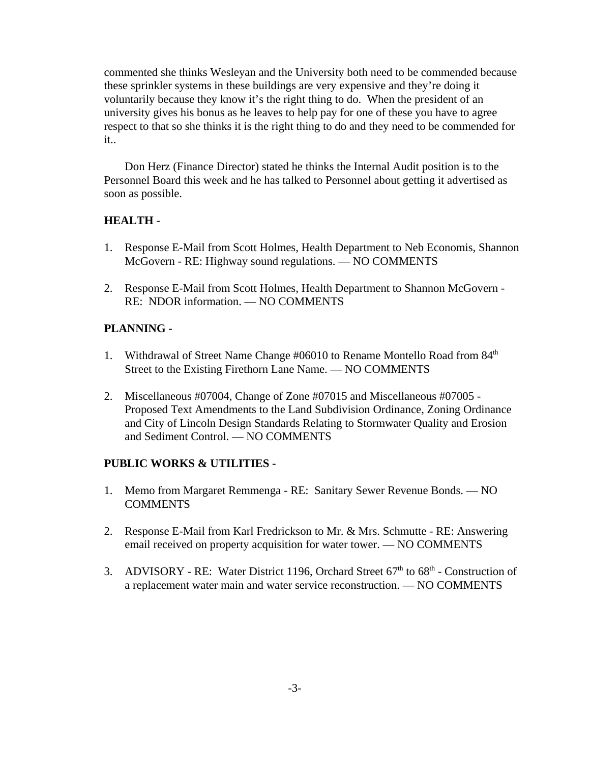commented she thinks Wesleyan and the University both need to be commended because these sprinkler systems in these buildings are very expensive and they're doing it voluntarily because they know it's the right thing to do. When the president of an university gives his bonus as he leaves to help pay for one of these you have to agree respect to that so she thinks it is the right thing to do and they need to be commended for it..

Don Herz (Finance Director) stated he thinks the Internal Audit position is to the Personnel Board this week and he has talked to Personnel about getting it advertised as soon as possible.

**HEALTH** -

1. Response E-Mail from Scott Holmes, Health Department to Neb Economis, Shannon McGovern - RE: Highway sound regulations. — NO COMMENTS

2. Response E-Mail from Scott Holmes, Health Department to Shannon McGovern - RE: NDOR information. — NO COMMENTS

**PLANNING -**

1. Withdrawal of Street Name Change #06010 to Rename Montello Road from 84th Street to the Existing Firethorn Lane Name. — NO COMMENTS

2. Miscellaneous #07004, Change of Zone #07015 and Miscellaneous #07005 - Proposed Text Amendments to the Land Subdivision Ordinance, Zoning Ordinance and City of Lincoln Design Standards Relating to Stormwater Quality and Erosion and Sediment Control. — NO COMMENTS

**PUBLIC WORKS & UTILITIES -**

1. Memo from Margaret Remmenga - RE: Sanitary Sewer Revenue Bonds. — NO COMMENTS

2. Response E-Mail from Karl Fredrickson to Mr. & Mrs. Schmutte - RE: Answering email received on property acquisition for water tower. — NO COMMENTS

3. ADVISORY - RE: Water District 1196, Orchard Street 67th to 68th - Construction of a replacement water main and water service reconstruction. — NO COMMENTS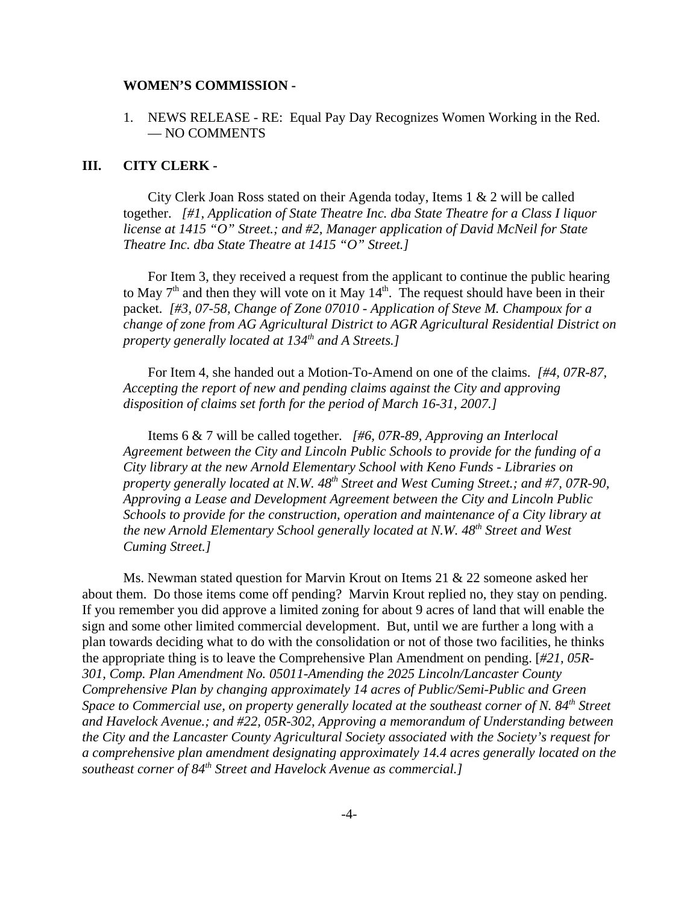**WOMEN'S COMMISSION -**

1. NEWS RELEASE - RE: Equal Pay Day Recognizes Women Working in the Red. — NO COMMENTS

**III. CITY CLERK -**

City Clerk Joan Ross stated on their Agenda today, Items 1 & 2 will be called together. *[#1, Application of State Theatre Inc. dba State Theatre for a Class I liquor license at 1415 "O" Street.; and #2, Manager application of David McNeil for State Theatre Inc. dba State Theatre at 1415 "O" Street.]*

For Item 3, they received a request from the applicant to continue the public hearing to May 7th and then they will vote on it May 14th. The request should have been in their packet. *[#3, 07-58, Change of Zone 07010 - Application of Steve M. Champoux for a change of zone from AG Agricultural District to AGR Agricultural Residential District on property generally located at 134th and A Streets.]*

For Item 4, she handed out a Motion-To-Amend on one of the claims. *[#4, 07R-87, Accepting the report of new and pending claims against the City and approving disposition of claims set forth for the period of March 16-31, 2007.]*

Items 6 & 7 will be called together. *[#6, 07R-89, Approving an Interlocal Agreement between the City and Lincoln Public Schools to provide for the funding of a City library at the new Arnold Elementary School with Keno Funds - Libraries on property generally located at N.W. 48th Street and West Cuming Street.; and #7, 07R-90, Approving a Lease and Development Agreement between the City and Lincoln Public Schools to provide for the construction, operation and maintenance of a City library at the new Arnold Elementary School generally located at N.W. 48th Street and West Cuming Street.]*

Ms. Newman stated question for Marvin Krout on Items 21 & 22 someone asked her about them. Do those items come off pending? Marvin Krout replied no, they stay on pending. If you remember you did approve a limited zoning for about 9 acres of land that will enable the sign and some other limited commercial development. But, until we are further a long with a plan towards deciding what to do with the consolidation or not of those two facilities, he thinks the appropriate thing is to leave the Comprehensive Plan Amendment on pending. [*#21, 05R-301, Comp. Plan Amendment No. 05011-Amending the 2025 Lincoln/Lancaster County Comprehensive Plan by changing approximately 14 acres of Public/Semi-Public and Green Space to Commercial use, on property generally located at the southeast corner of N. 84th Street and Havelock Avenue.; and #22, 05R-302, Approving a memorandum of Understanding between the City and the Lancaster County Agricultural Society associated with the Society's request for a comprehensive plan amendment designating approximately 14.4 acres generally located on the southeast corner of 84th Street and Havelock Avenue as commercial.]*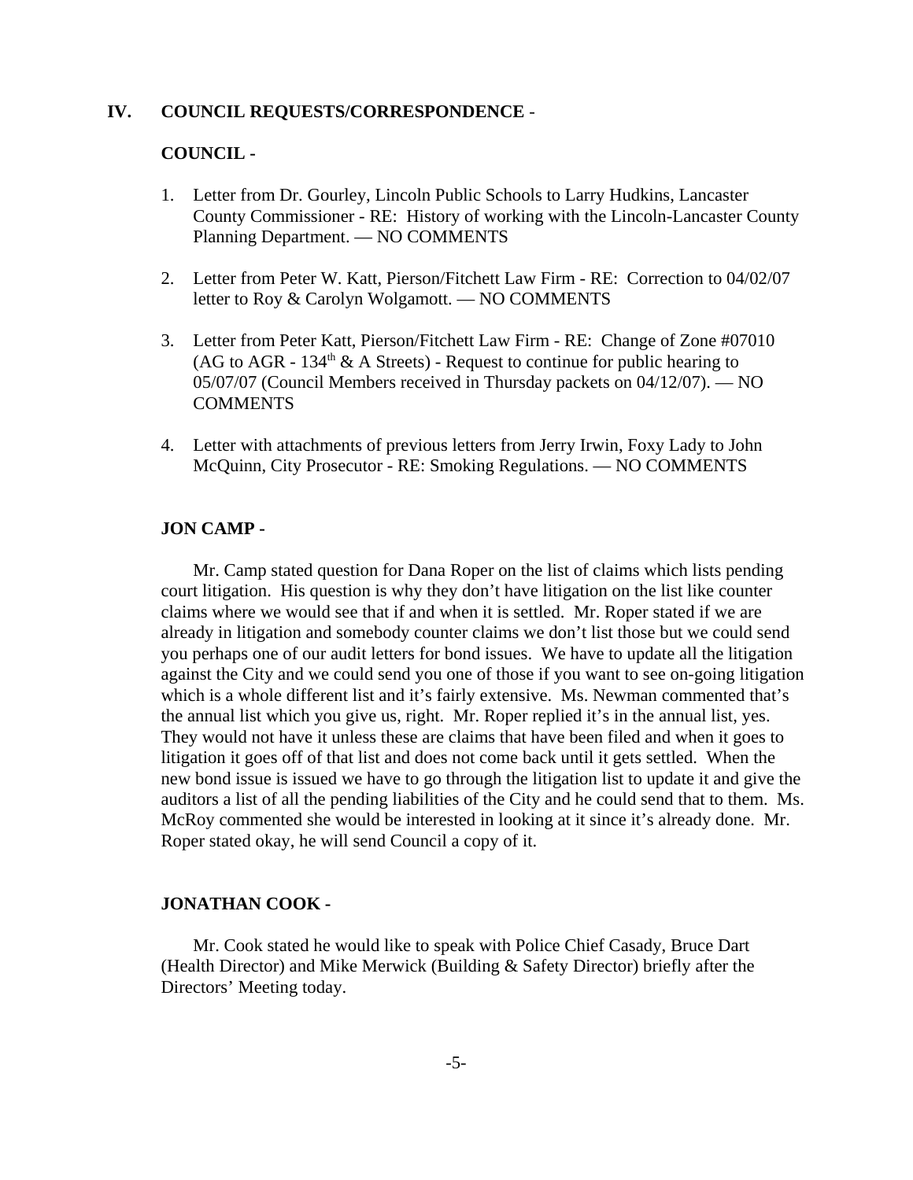## IV. COUNCIL REQUESTS/CORRESPONDENCE -

### COUNCIL -

1. Letter from Dr. Gourley, Lincoln Public Schools to Larry Hudkins, Lancaster County Commissioner - RE: History of working with the Lincoln-Lancaster County Planning Department. — NO COMMENTS

2. Letter from Peter W. Katt, Pierson/Fitchett Law Firm - RE: Correction to 04/02/07 letter to Roy & Carolyn Wolgamott. — NO COMMENTS

3. Letter from Peter Katt, Pierson/Fitchett Law Firm - RE: Change of Zone #07010 (AG to AGR - 134th & A Streets) - Request to continue for public hearing to 05/07/07 (Council Members received in Thursday packets on 04/12/07). — NO COMMENTS

4. Letter with attachments of previous letters from Jerry Irwin, Foxy Lady to John McQuinn, City Prosecutor - RE: Smoking Regulations. — NO COMMENTS

### JON CAMP -

Mr. Camp stated question for Dana Roper on the list of claims which lists pending court litigation. His question is why they don't have litigation on the list like counter claims where we would see that if and when it is settled. Mr. Roper stated if we are already in litigation and somebody counter claims we don't list those but we could send you perhaps one of our audit letters for bond issues. We have to update all the litigation against the City and we could send you one of those if you want to see on-going litigation which is a whole different list and it's fairly extensive. Ms. Newman commented that's the annual list which you give us, right. Mr. Roper replied it's in the annual list, yes. They would not have it unless these are claims that have been filed and when it goes to litigation it goes off of that list and does not come back until it gets settled. When the new bond issue is issued we have to go through the litigation list to update it and give the auditors a list of all the pending liabilities of the City and he could send that to them. Ms. McRoy commented she would be interested in looking at it since it's already done. Mr. Roper stated okay, he will send Council a copy of it.

### JONATHAN COOK -

Mr. Cook stated he would like to speak with Police Chief Casady, Bruce Dart (Health Director) and Mike Merwick (Building & Safety Director) briefly after the Directors' Meeting today.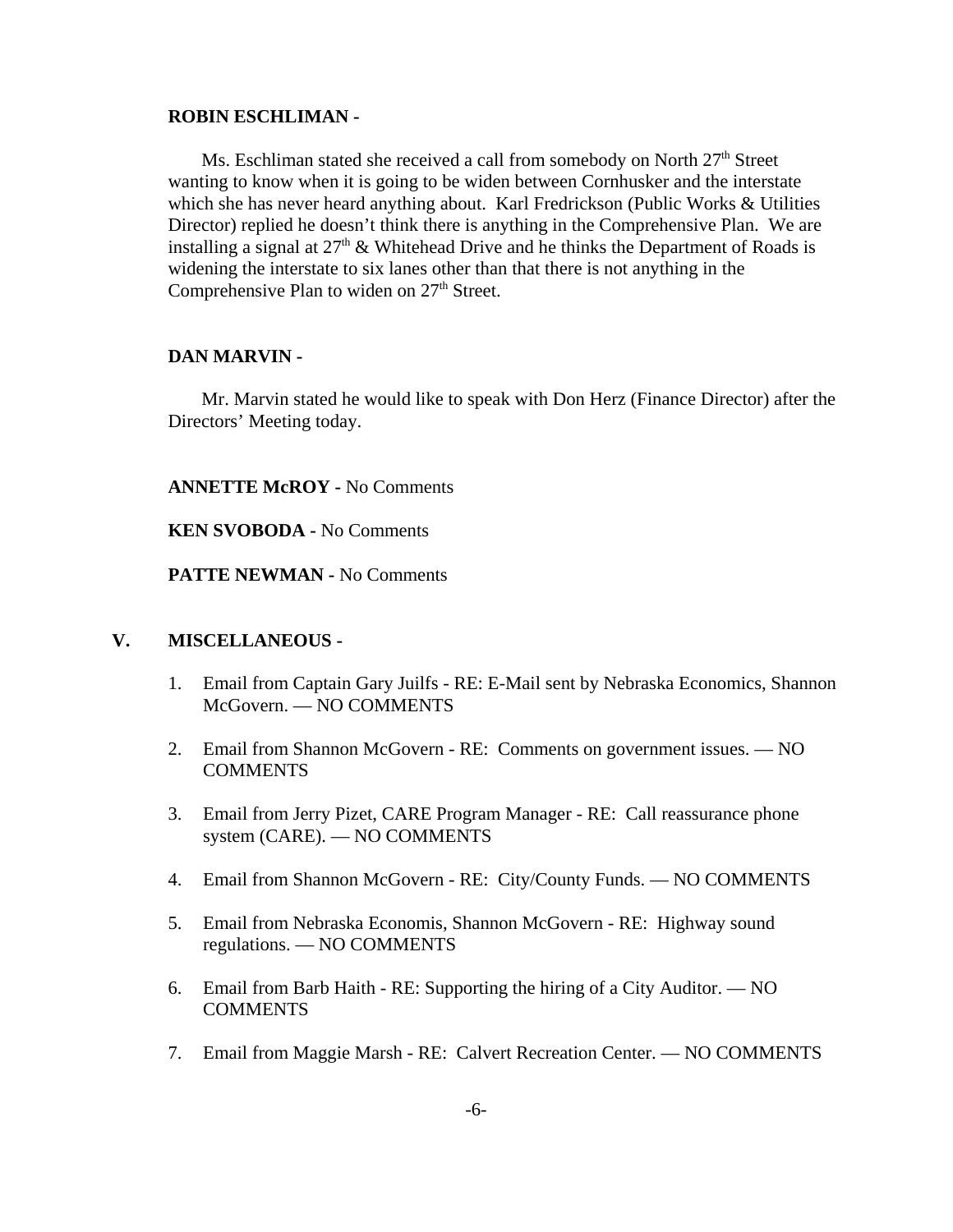**ROBIN ESCHLIMAN -**

Ms. Eschliman stated she received a call from somebody on North 27th Street wanting to know when it is going to be widen between Cornhusker and the interstate which she has never heard anything about. Karl Fredrickson (Public Works & Utilities Director) replied he doesn't think there is anything in the Comprehensive Plan. We are installing a signal at 27th & Whitehead Drive and he thinks the Department of Roads is widening the interstate to six lanes other than that there is not anything in the Comprehensive Plan to widen on 27th Street.

**DAN MARVIN -**

Mr. Marvin stated he would like to speak with Don Herz (Finance Director) after the Directors' Meeting today.

**ANNETTE McROY -** No Comments

**KEN SVOBODA -** No Comments

**PATTE NEWMAN -** No Comments

## V. MISCELLANEOUS -

1. Email from Captain Gary Juilfs - RE: E-Mail sent by Nebraska Economics, Shannon McGovern. — NO COMMENTS

2. Email from Shannon McGovern - RE: Comments on government issues. — NO COMMENTS

3. Email from Jerry Pizet, CARE Program Manager - RE: Call reassurance phone system (CARE). — NO COMMENTS

4. Email from Shannon McGovern - RE: City/County Funds. — NO COMMENTS

5. Email from Nebraska Economis, Shannon McGovern - RE: Highway sound regulations. — NO COMMENTS

6. Email from Barb Haith - RE: Supporting the hiring of a City Auditor. — NO COMMENTS

7. Email from Maggie Marsh - RE: Calvert Recreation Center. — NO COMMENTS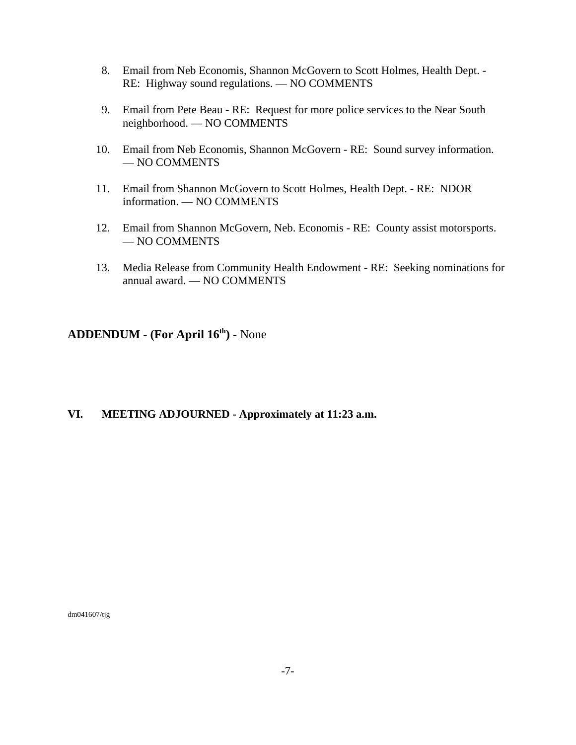8. Email from Neb Economis, Shannon McGovern to Scott Holmes, Health Dept. - RE: Highway sound regulations. — NO COMMENTS

9. Email from Pete Beau - RE: Request for more police services to the Near South neighborhood. — NO COMMENTS

10. Email from Neb Economis, Shannon McGovern - RE: Sound survey information. — NO COMMENTS

11. Email from Shannon McGovern to Scott Holmes, Health Dept. - RE: NDOR information. — NO COMMENTS

12. Email from Shannon McGovern, Neb. Economis - RE: County assist motorsports. — NO COMMENTS

13. Media Release from Community Health Endowment - RE: Seeking nominations for annual award. — NO COMMENTS

**ADDENDUM - (For April 16th) -** None

**VI. MEETING ADJOURNED - Approximately at 11:23 a.m.**

dm041607/tjg